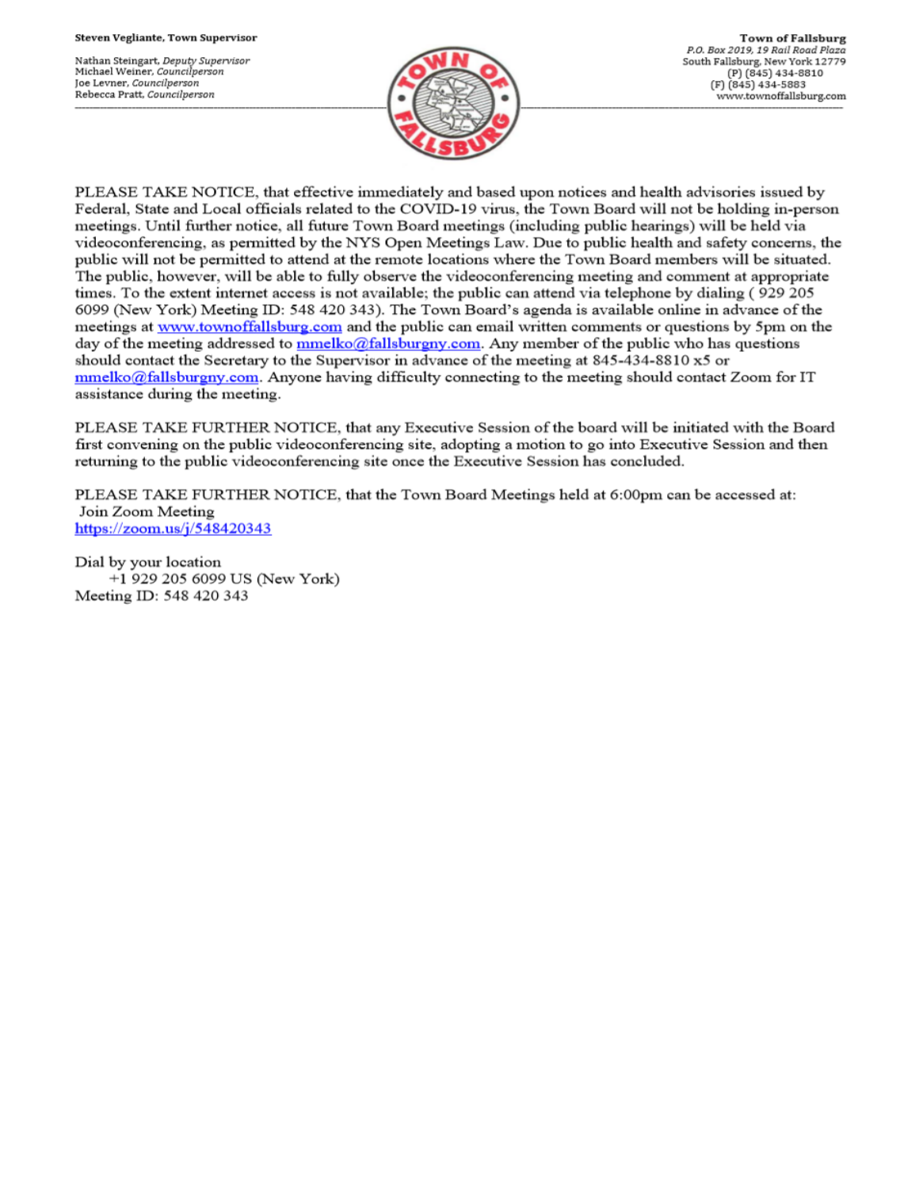**Steven Vegliante, Town Supervisor**

Nathan Steingart, *Deputy Supervisor*
Michael Weiner, *Councilperson*
Joe Levner, *Councilperson*
Rebecca Pratt, *Councilperson*

**Town of Fallsburg**
*P.O. Box 2019, 19 Rail Road Plaza*
South Fallsburg, New York 12779
(P) (845) 434-8810
(F) (845) 434-5883
www.townoffallsburg.com

---

PLEASE TAKE NOTICE, that effective immediately and based upon notices and health advisories issued by Federal, State and Local officials related to the COVID-19 virus, the Town Board will not be holding in-person meetings. Until further notice, all future Town Board meetings (including public hearings) will be held via videoconferencing, as permitted by the NYS Open Meetings Law. Due to public health and safety concerns, the public will not be permitted to attend at the remote locations where the Town Board members will be situated. The public, however, will be able to fully observe the videoconferencing meeting and comment at appropriate times. To the extent internet access is not available; the public can attend via telephone by dialing ( 929 205 6099 (New York) Meeting ID: 548 420 343). The Town Board's agenda is available online in advance of the meetings at www.townoffallsburg.com and the public can email written comments or questions by 5pm on the day of the meeting addressed to mmelko@fallsburgny.com. Any member of the public who has questions should contact the Secretary to the Supervisor in advance of the meeting at 845-434-8810 x5 or mmelko@fallsburgny.com. Anyone having difficulty connecting to the meeting should contact Zoom for IT assistance during the meeting.

PLEASE TAKE FURTHER NOTICE, that any Executive Session of the board will be initiated with the Board first convening on the public videoconferencing site, adopting a motion to go into Executive Session and then returning to the public videoconferencing site once the Executive Session has concluded.

PLEASE TAKE FURTHER NOTICE, that the Town Board Meetings held at 6:00pm can be accessed at:
Join Zoom Meeting
https://zoom.us/j/548420343

Dial by your location
+1 929 205 6099 US (New York)
Meeting ID: 548 420 343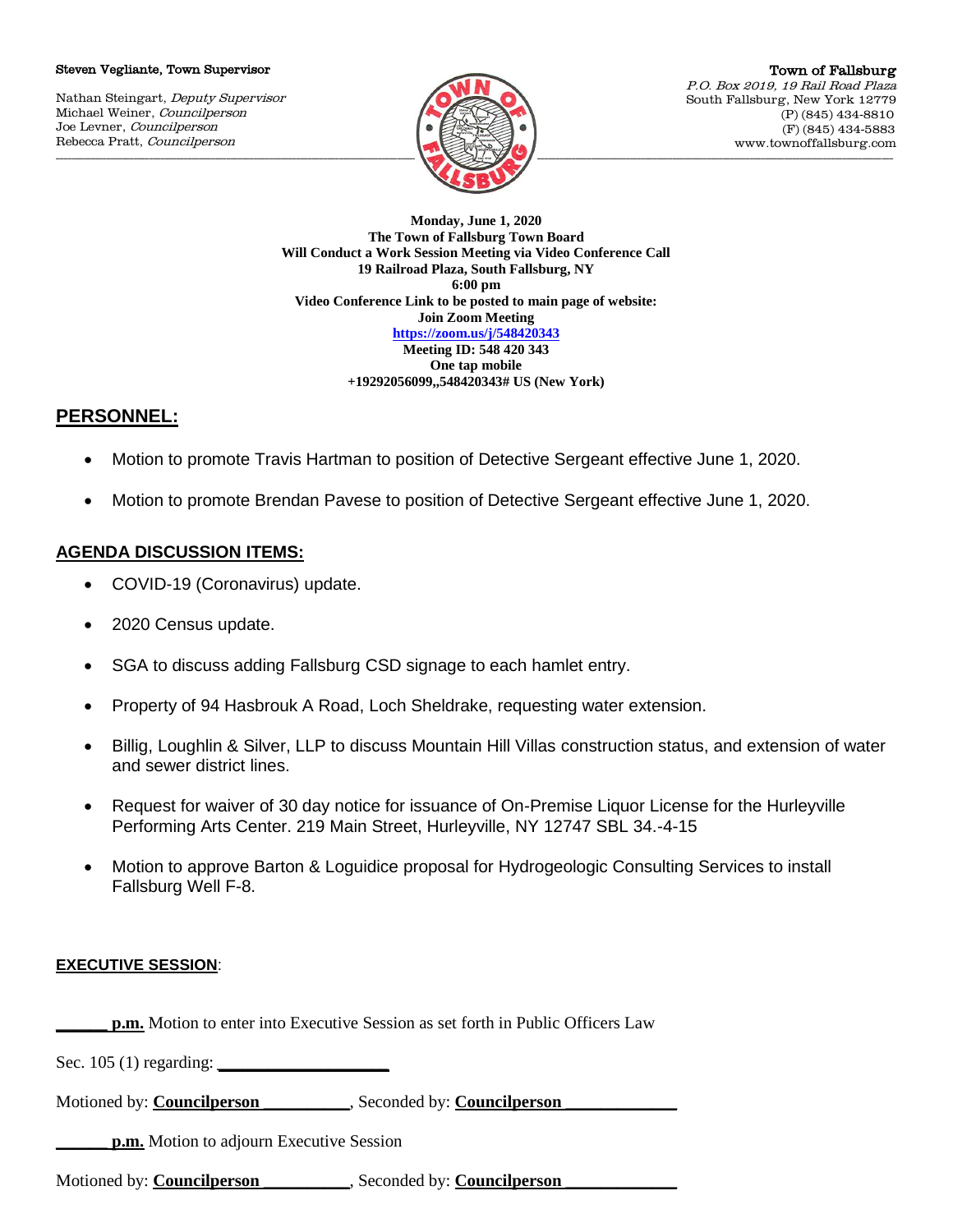Steven Vegliante, Town Supervisor

Nathan Steingart, *Deputy Supervisor*
Michael Weiner, *Councilperson*
Joe Levner, *Councilperson*
Rebecca Pratt, *Councilperson*

Town of Fallsburg
*P.O. Box 2019, 19 Rail Road Plaza*
South Fallsburg, New York 12779
(P) (845) 434-8810
(F) (845) 434-5883
www.townoffallsburg.com

**Monday, June 1, 2020**
**The Town of Fallsburg Town Board**
**Will Conduct a Work Session Meeting via Video Conference Call**
**19 Railroad Plaza, South Fallsburg, NY**
**6:00 pm**
**Video Conference Link to be posted to main page of website:**
**Join Zoom Meeting**
**https://zoom.us/j/548420343**
**Meeting ID: 548 420 343**
**One tap mobile**
**+19292056099,,548420343# US (New York)**

## PERSONNEL:

- Motion to promote Travis Hartman to position of Detective Sergeant effective June 1, 2020.
- Motion to promote Brendan Pavese to position of Detective Sergeant effective June 1, 2020.

## AGENDA DISCUSSION ITEMS:

- COVID-19 (Coronavirus) update.
- 2020 Census update.
- SGA to discuss adding Fallsburg CSD signage to each hamlet entry.
- Property of 94 Hasbrouk A Road, Loch Sheldrake, requesting water extension.
- Billig, Loughlin & Silver, LLP to discuss Mountain Hill Villas construction status, and extension of water and sewer district lines.
- Request for waiver of 30 day notice for issuance of On-Premise Liquor License for the Hurleyville Performing Arts Center. 219 Main Street, Hurleyville, NY 12747 SBL 34.-4-15
- Motion to approve Barton & Loguidice proposal for Hydrogeologic Consulting Services to install Fallsburg Well F-8.

### EXECUTIVE SESSION:

**______ p.m.** Motion to enter into Executive Session as set forth in Public Officers Law

Sec. 105 (1) regarding: ____________________

Motioned by: **Councilperson __________**, Seconded by: **Councilperson _____________**

**______ p.m.** Motion to adjourn Executive Session

Motioned by: **Councilperson __________**, Seconded by: **Councilperson _____________**